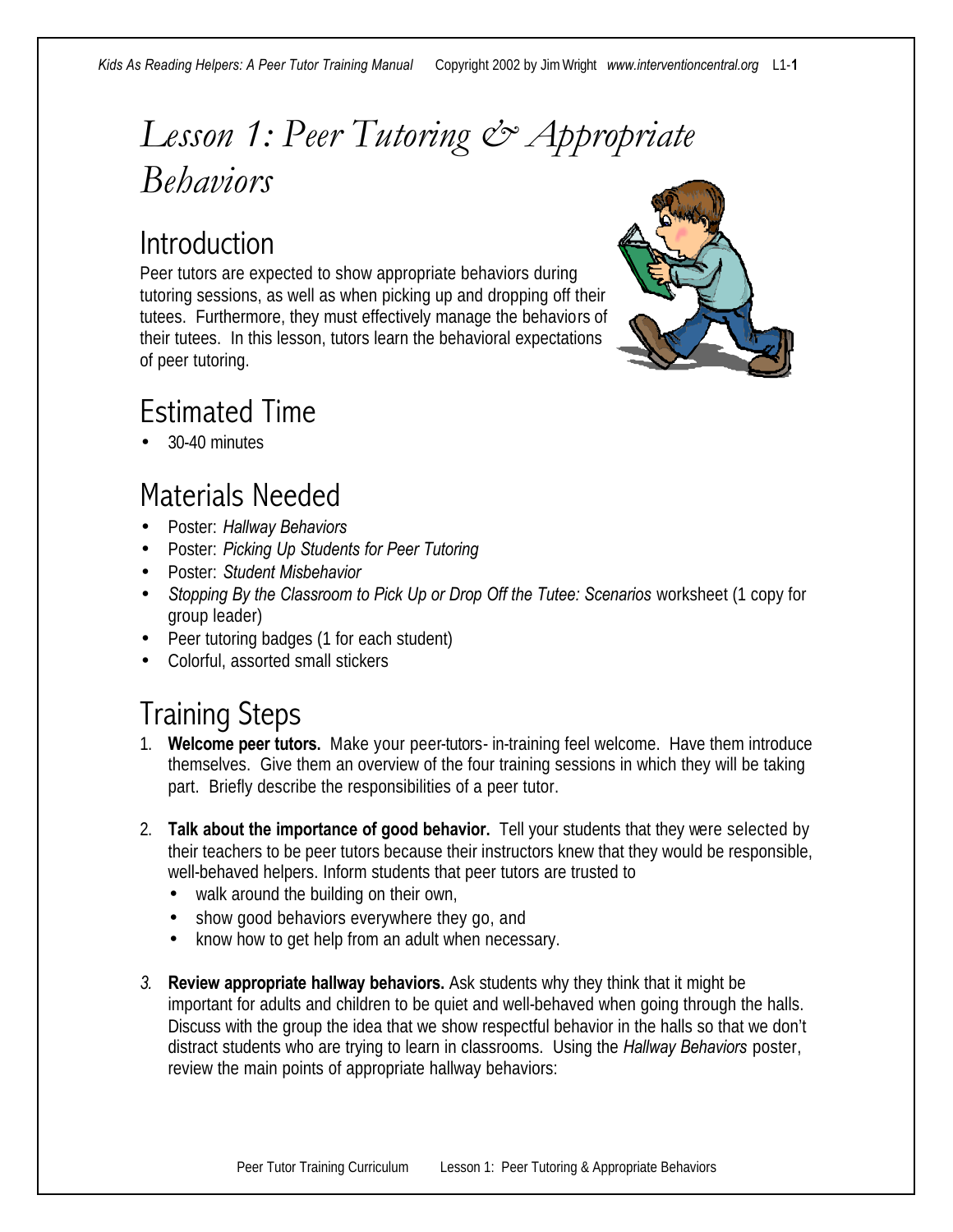# Lesson 1: Peer Tutoring & Appropriate Behaviors

## Introduction

Peer tutors are expected to show appropriate behaviors during tutoring sessions, as well as when picking up and dropping off their tutees. Furthermore, they must effectively manage the behaviors of their tutees. In this lesson, tutors learn the behavioral expectations of peer tutoring.

## Estimated Time

- 30-40 minutes

## Materials Needed

- Poster: *Hallway Behaviors*
- Poster: *Picking Up Students for Peer Tutoring*
- Poster: *Student Misbehavior*
- *Stopping By the Classroom to Pick Up or Drop Off the Tutee: Scenarios* worksheet (1 copy for group leader)
- Peer tutoring badges (1 for each student)
- Colorful, assorted small stickers

## Training Steps

1. **Welcome peer tutors.** Make your peer-tutors- in-training feel welcome. Have them introduce themselves. Give them an overview of the four training sessions in which they will be taking part. Briefly describe the responsibilities of a peer tutor.

2. **Talk about the importance of good behavior.** Tell your students that they were selected by their teachers to be peer tutors because their instructors knew that they would be responsible, well-behaved helpers. Inform students that peer tutors are trusted to
   - walk around the building on their own,
   - show good behaviors everywhere they go, and
   - know how to get help from an adult when necessary.

3. **Review appropriate hallway behaviors.** Ask students why they think that it might be important for adults and children to be quiet and well-behaved when going through the halls. Discuss with the group the idea that we show respectful behavior in the halls so that we don't distract students who are trying to learn in classrooms. Using the *Hallway Behaviors* poster, review the main points of appropriate hallway behaviors: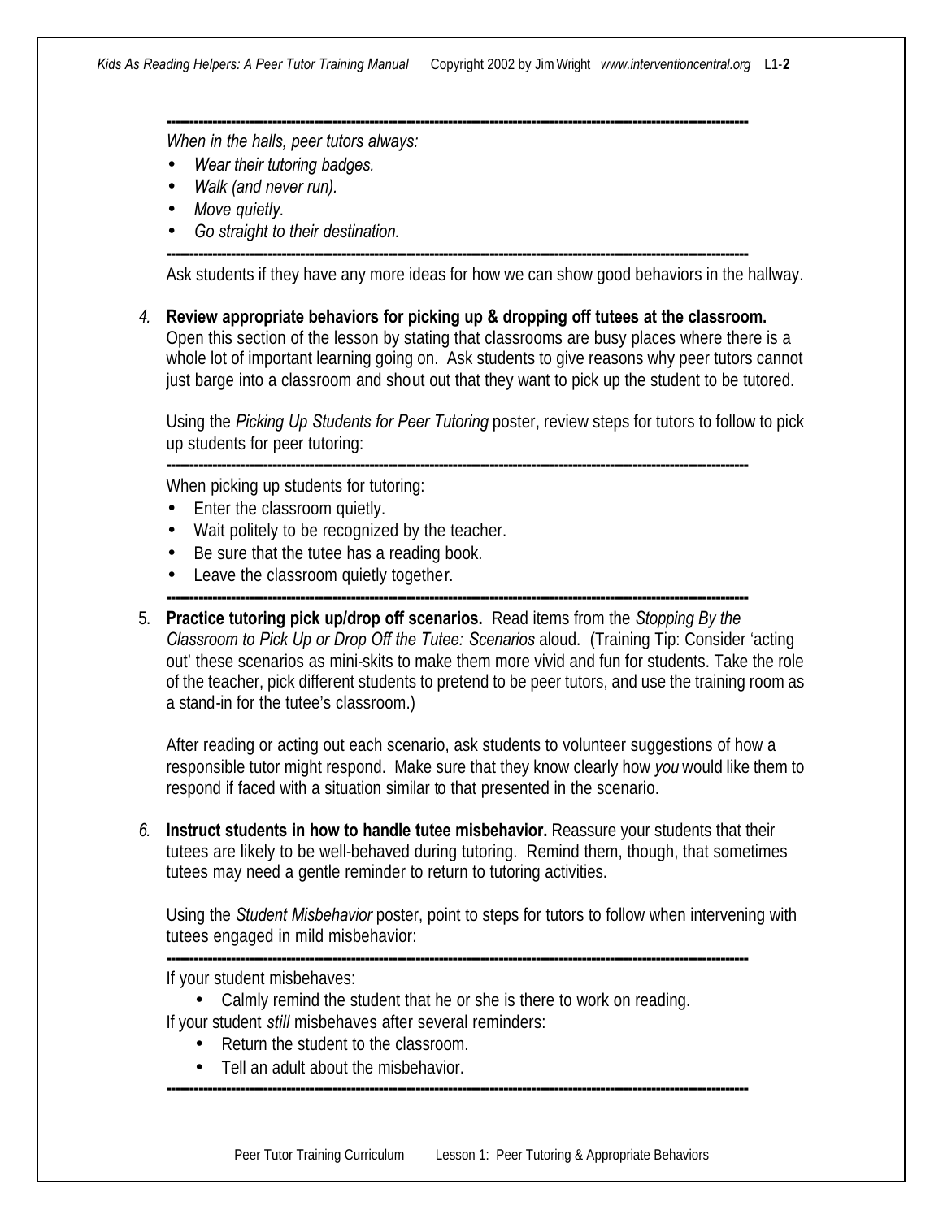---

*When in the halls, peer tutors always:*

- *Wear their tutoring badges.*
- *Walk (and never run).*
- *Move quietly.*
- *Go straight to their destination.*

---

Ask students if they have any more ideas for how we can show good behaviors in the hallway.

*4.* **Review appropriate behaviors for picking up & dropping off tutees at the classroom.** Open this section of the lesson by stating that classrooms are busy places where there is a whole lot of important learning going on. Ask students to give reasons why peer tutors cannot just barge into a classroom and shout out that they want to pick up the student to be tutored.

Using the *Picking Up Students for Peer Tutoring* poster, review steps for tutors to follow to pick up students for peer tutoring:

---

When picking up students for tutoring:

- Enter the classroom quietly.
- Wait politely to be recognized by the teacher.
- Be sure that the tutee has a reading book.
- Leave the classroom quietly together.

---

5. **Practice tutoring pick up/drop off scenarios.** Read items from the *Stopping By the Classroom to Pick Up or Drop Off the Tutee: Scenarios* aloud. (Training Tip: Consider 'acting out' these scenarios as mini-skits to make them more vivid and fun for students. Take the role of the teacher, pick different students to pretend to be peer tutors, and use the training room as a stand-in for the tutee's classroom.)

After reading or acting out each scenario, ask students to volunteer suggestions of how a responsible tutor might respond. Make sure that they know clearly how *you* would like them to respond if faced with a situation similar to that presented in the scenario.

*6.* **Instruct students in how to handle tutee misbehavior.** Reassure your students that their tutees are likely to be well-behaved during tutoring. Remind them, though, that sometimes tutees may need a gentle reminder to return to tutoring activities.

Using the *Student Misbehavior* poster, point to steps for tutors to follow when intervening with tutees engaged in mild misbehavior:

---

If your student misbehaves:

- Calmly remind the student that he or she is there to work on reading.

If your student *still* misbehaves after several reminders:

- Return the student to the classroom.
- Tell an adult about the misbehavior.

---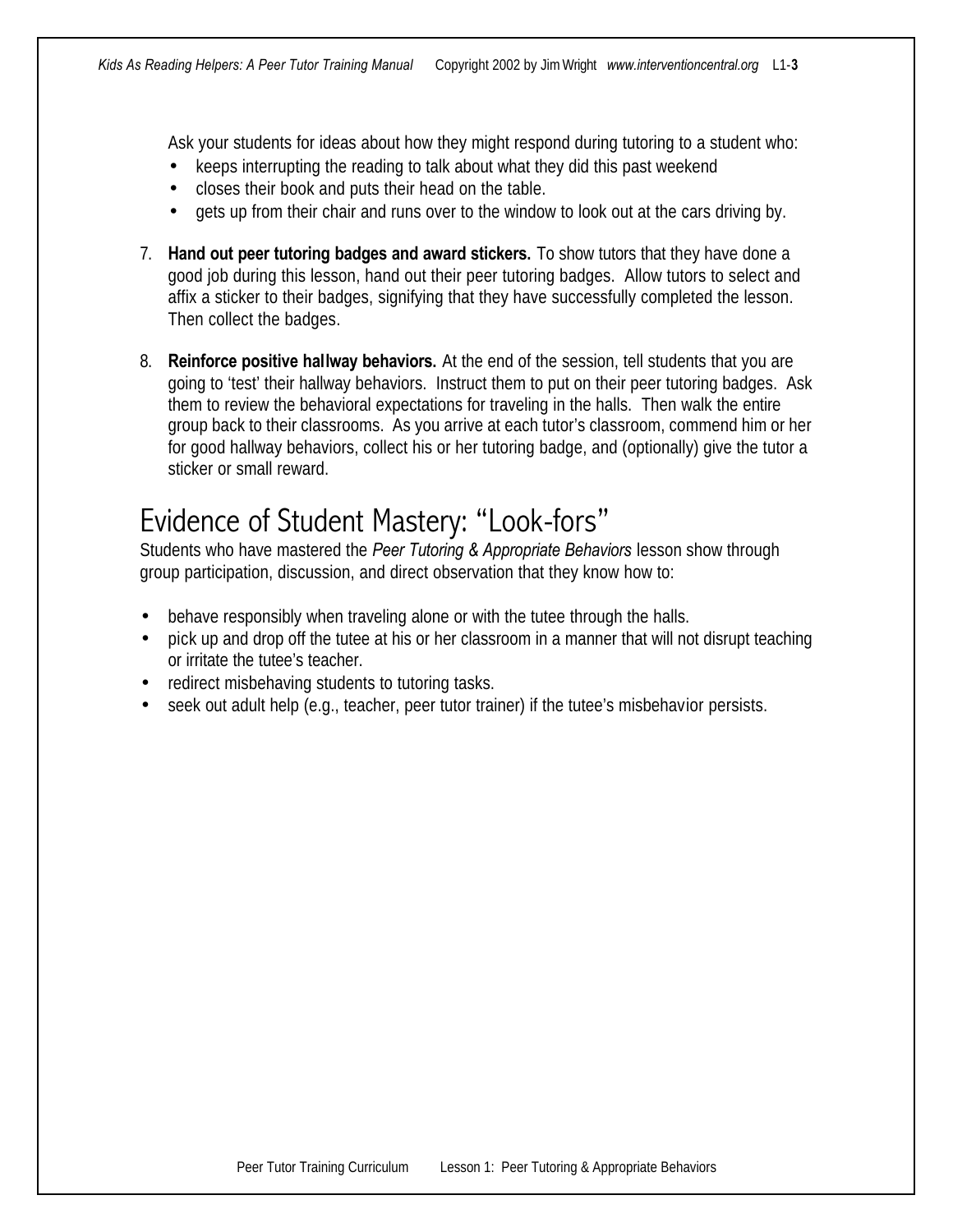Ask your students for ideas about how they might respond during tutoring to a student who:

- keeps interrupting the reading to talk about what they did this past weekend
- closes their book and puts their head on the table.
- gets up from their chair and runs over to the window to look out at the cars driving by.

7. **Hand out peer tutoring badges and award stickers.** To show tutors that they have done a good job during this lesson, hand out their peer tutoring badges. Allow tutors to select and affix a sticker to their badges, signifying that they have successfully completed the lesson. Then collect the badges.

8. **Reinforce positive hallway behaviors.** At the end of the session, tell students that you are going to 'test' their hallway behaviors. Instruct them to put on their peer tutoring badges. Ask them to review the behavioral expectations for traveling in the halls. Then walk the entire group back to their classrooms. As you arrive at each tutor's classroom, commend him or her for good hallway behaviors, collect his or her tutoring badge, and (optionally) give the tutor a sticker or small reward.

## Evidence of Student Mastery: "Look-fors"

Students who have mastered the *Peer Tutoring & Appropriate Behaviors* lesson show through group participation, discussion, and direct observation that they know how to:

- behave responsibly when traveling alone or with the tutee through the halls.
- pick up and drop off the tutee at his or her classroom in a manner that will not disrupt teaching or irritate the tutee's teacher.
- redirect misbehaving students to tutoring tasks.
- seek out adult help (e.g., teacher, peer tutor trainer) if the tutee's misbehavior persists.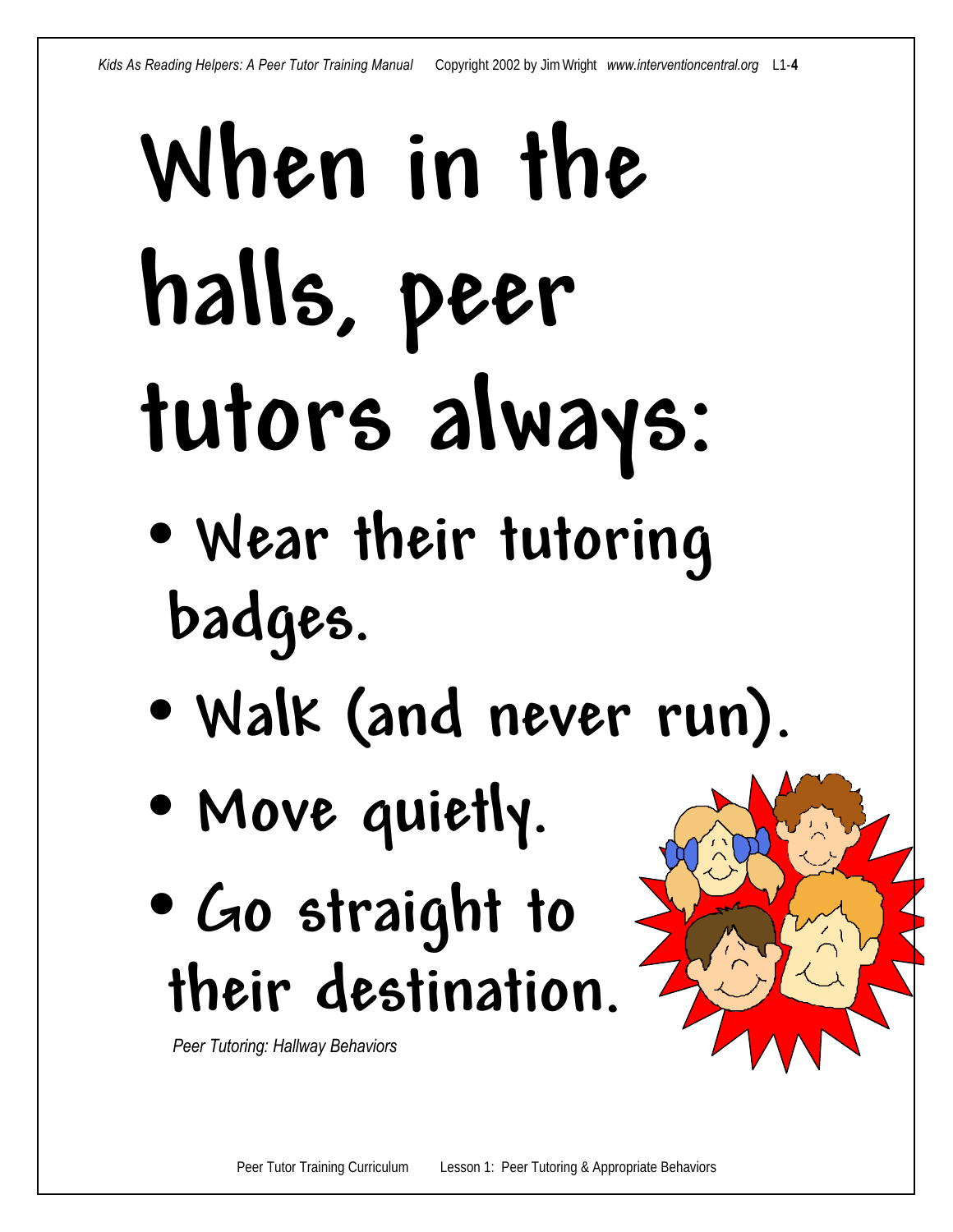# When in the halls, peer tutors always:

- Wear their tutoring badges.
- Walk (and never run).
- Move quietly.
- Go straight to their destination.

*Peer Tutoring: Hallway Behaviors*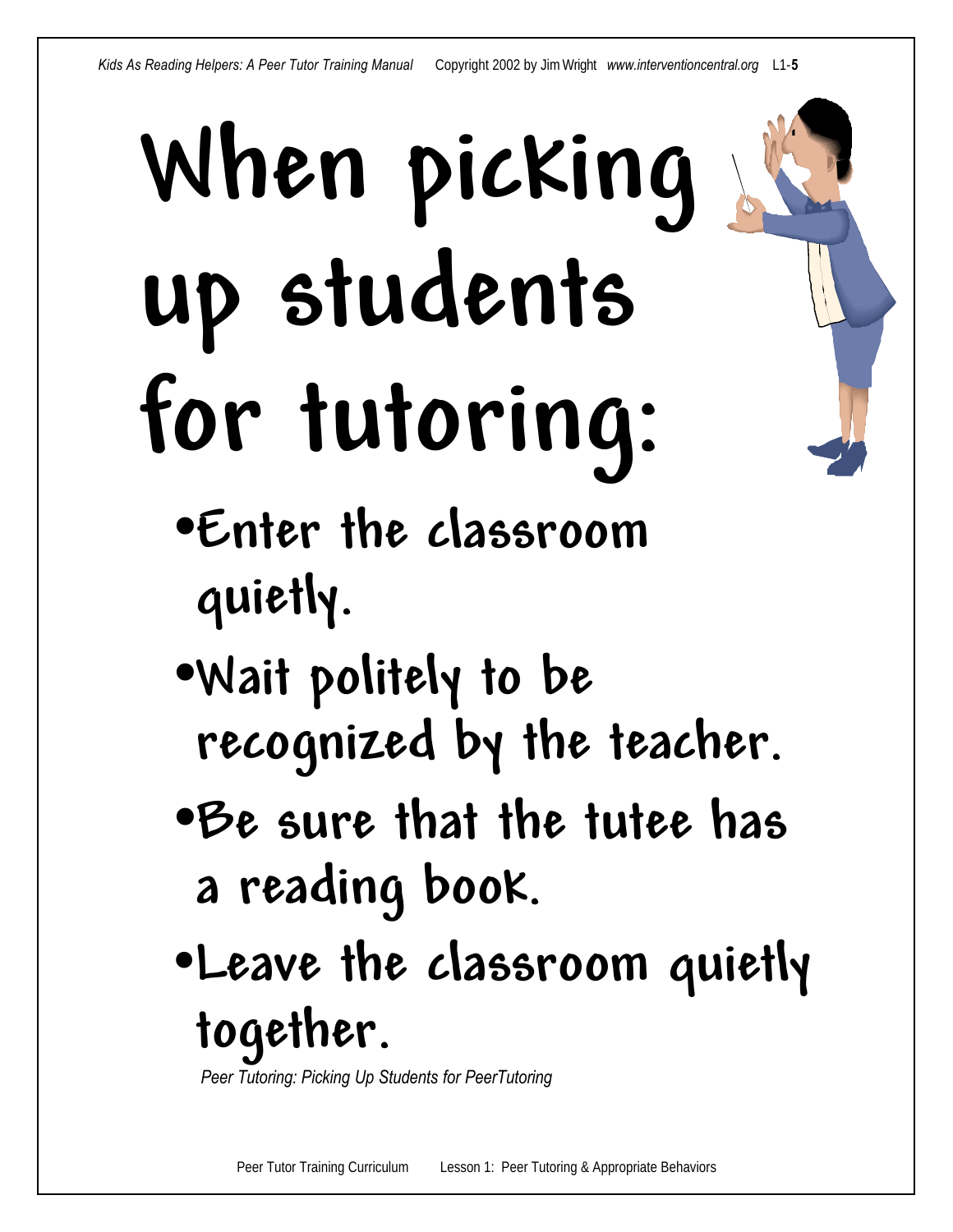# When picking up students for tutoring:

- Enter the classroom quietly.
- Wait politely to be recognized by the teacher.
- Be sure that the tutee has a reading book.
- Leave the classroom quietly together.

*Peer Tutoring: Picking Up Students for PeerTutoring*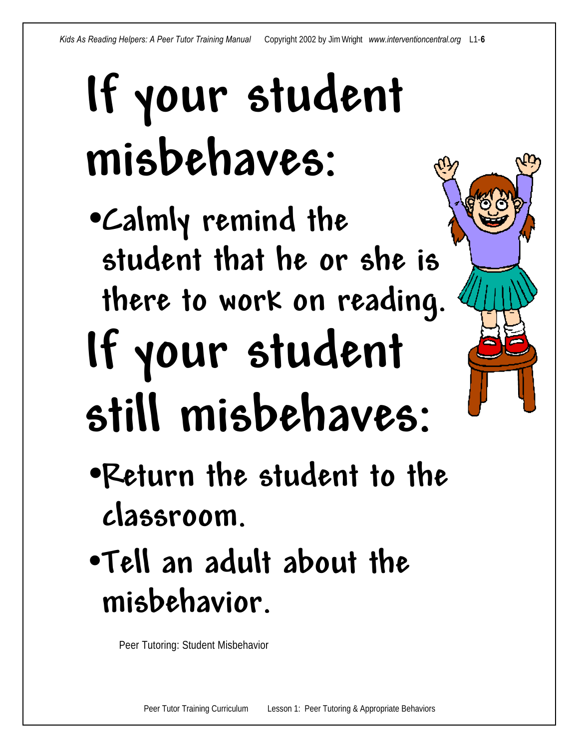# If your student misbehaves:

- Calmly remind the student that he or she is there to work on reading.

# If your student still misbehaves:

- Return the student to the classroom.
- Tell an adult about the misbehavior.

Peer Tutoring: Student Misbehavior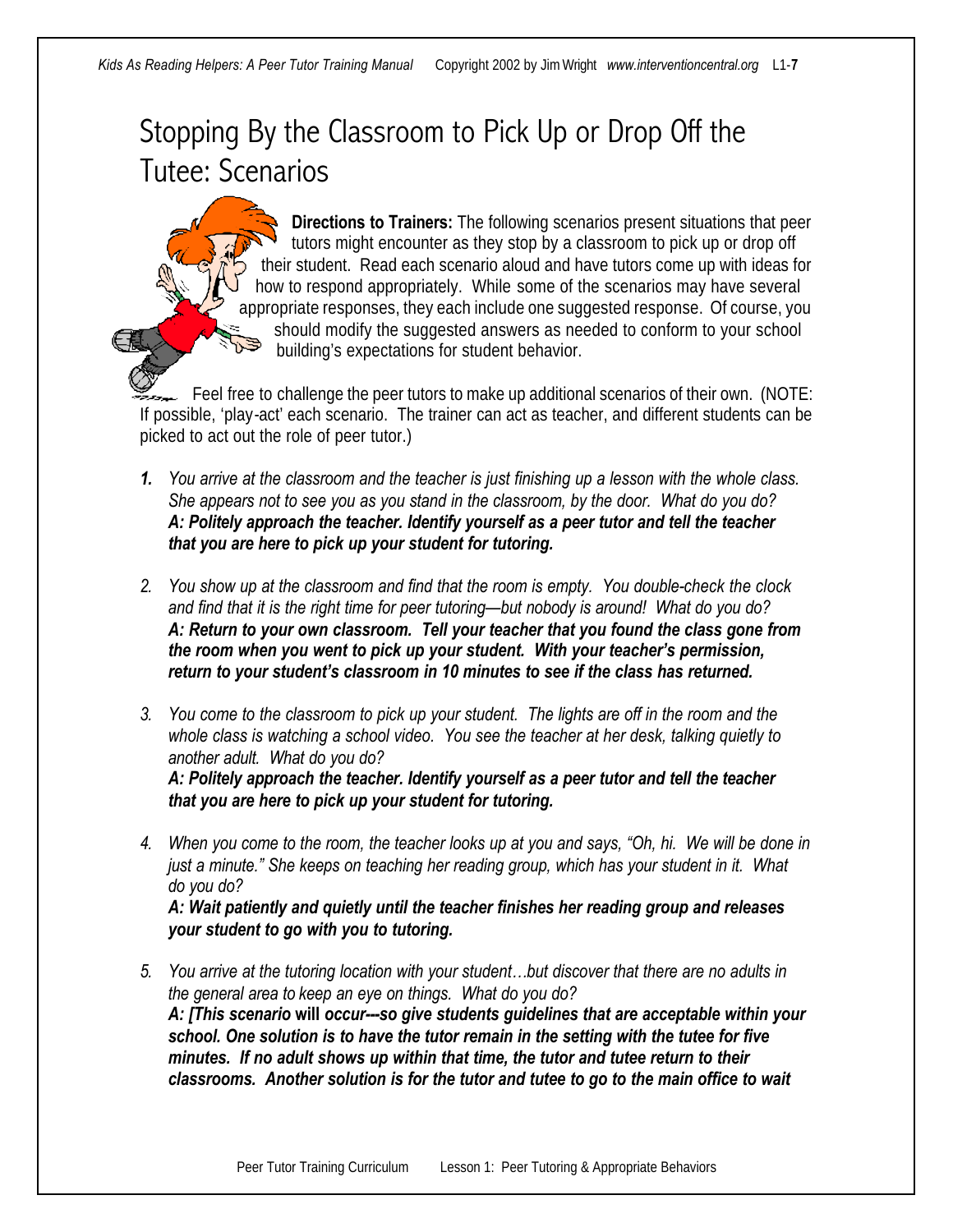# Stopping By the Classroom to Pick Up or Drop Off the Tutee: Scenarios

**Directions to Trainers:** The following scenarios present situations that peer tutors might encounter as they stop by a classroom to pick up or drop off their student. Read each scenario aloud and have tutors come up with ideas for how to respond appropriately. While some of the scenarios may have several appropriate responses, they each include one suggested response. Of course, you should modify the suggested answers as needed to conform to your school building's expectations for student behavior.

Feel free to challenge the peer tutors to make up additional scenarios of their own. (NOTE: If possible, 'play-act' each scenario. The trainer can act as teacher, and different students can be picked to act out the role of peer tutor.)

1. *You arrive at the classroom and the teacher is just finishing up a lesson with the whole class. She appears not to see you as you stand in the classroom, by the door. What do you do?*
   ***A: Politely approach the teacher. Identify yourself as a peer tutor and tell the teacher that you are here to pick up your student for tutoring.***

2. *You show up at the classroom and find that the room is empty. You double-check the clock and find that it is the right time for peer tutoring—but nobody is around! What do you do?*
   ***A: Return to your own classroom. Tell your teacher that you found the class gone from the room when you went to pick up your student. With your teacher's permission, return to your student's classroom in 10 minutes to see if the class has returned.***

3. *You come to the classroom to pick up your student. The lights are off in the room and the whole class is watching a school video. You see the teacher at her desk, talking quietly to another adult. What do you do?*
   ***A: Politely approach the teacher. Identify yourself as a peer tutor and tell the teacher that you are here to pick up your student for tutoring.***

4. *When you come to the room, the teacher looks up at you and says, "Oh, hi. We will be done in just a minute." She keeps on teaching her reading group, which has your student in it. What do you do?*
   ***A: Wait patiently and quietly until the teacher finishes her reading group and releases your student to go with you to tutoring.***

5. *You arrive at the tutoring location with your student…but discover that there are no adults in the general area to keep an eye on things. What do you do?*
   ***A: [This scenario* will *occur---so give students guidelines that are acceptable within your school. One solution is to have the tutor remain in the setting with the tutee for five minutes. If no adult shows up within that time, the tutor and tutee return to their classrooms. Another solution is for the tutor and tutee to go to the main office to wait***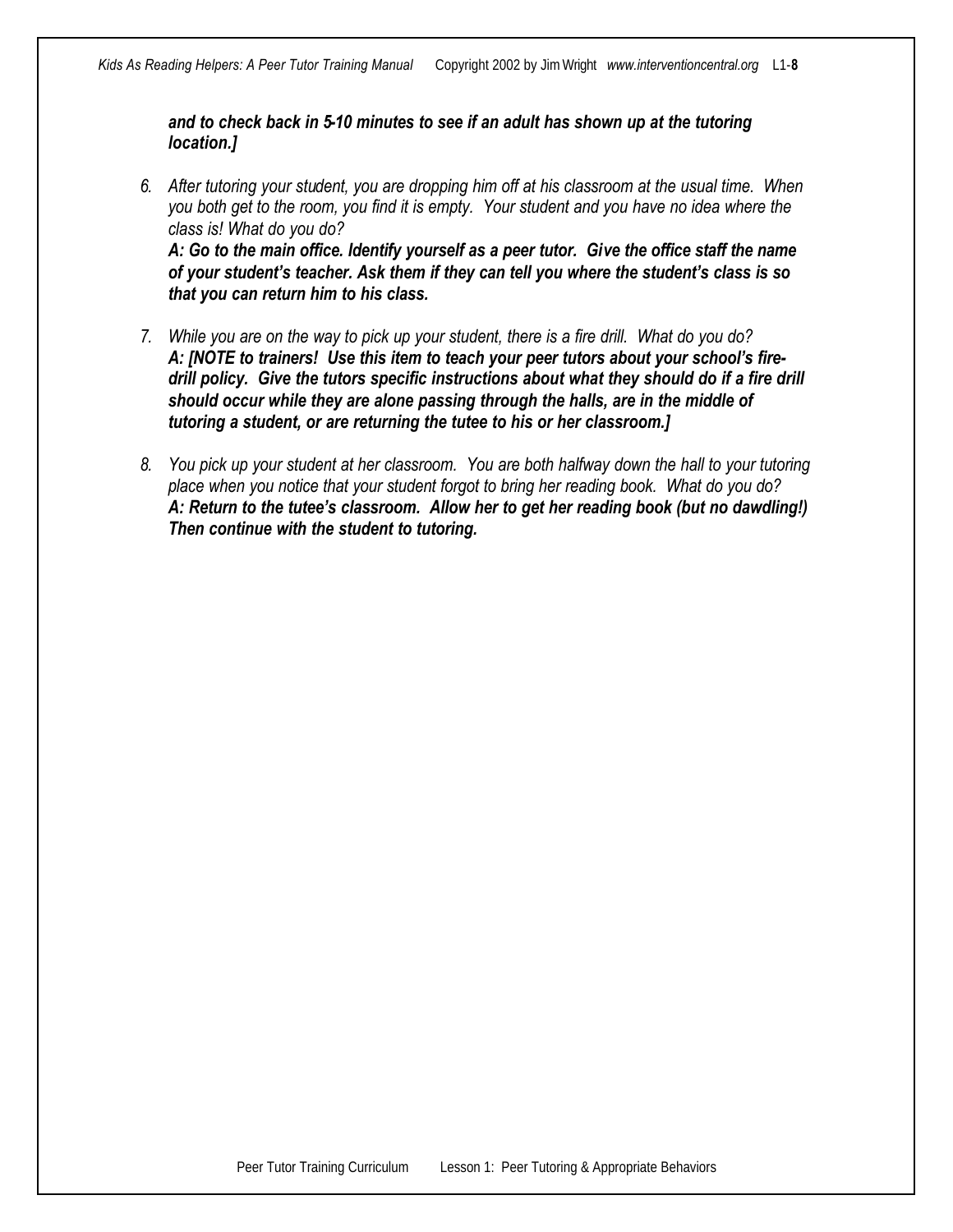***and to check back in 5-10 minutes to see if an adult has shown up at the tutoring location.]***

6. *After tutoring your student, you are dropping him off at his classroom at the usual time. When you both get to the room, you find it is empty. Your student and you have no idea where the class is! What do you do?*
   ***A: Go to the main office. Identify yourself as a peer tutor. Give the office staff the name of your student's teacher. Ask them if they can tell you where the student's class is so that you can return him to his class.***

7. *While you are on the way to pick up your student, there is a fire drill. What do you do?*
   ***A: [NOTE to trainers! Use this item to teach your peer tutors about your school's fire-drill policy. Give the tutors specific instructions about what they should do if a fire drill should occur while they are alone passing through the halls, are in the middle of tutoring a student, or are returning the tutee to his or her classroom.]***

8. *You pick up your student at her classroom. You are both halfway down the hall to your tutoring place when you notice that your student forgot to bring her reading book. What do you do?*
   ***A: Return to the tutee's classroom. Allow her to get her reading book (but no dawdling!) Then continue with the student to tutoring.***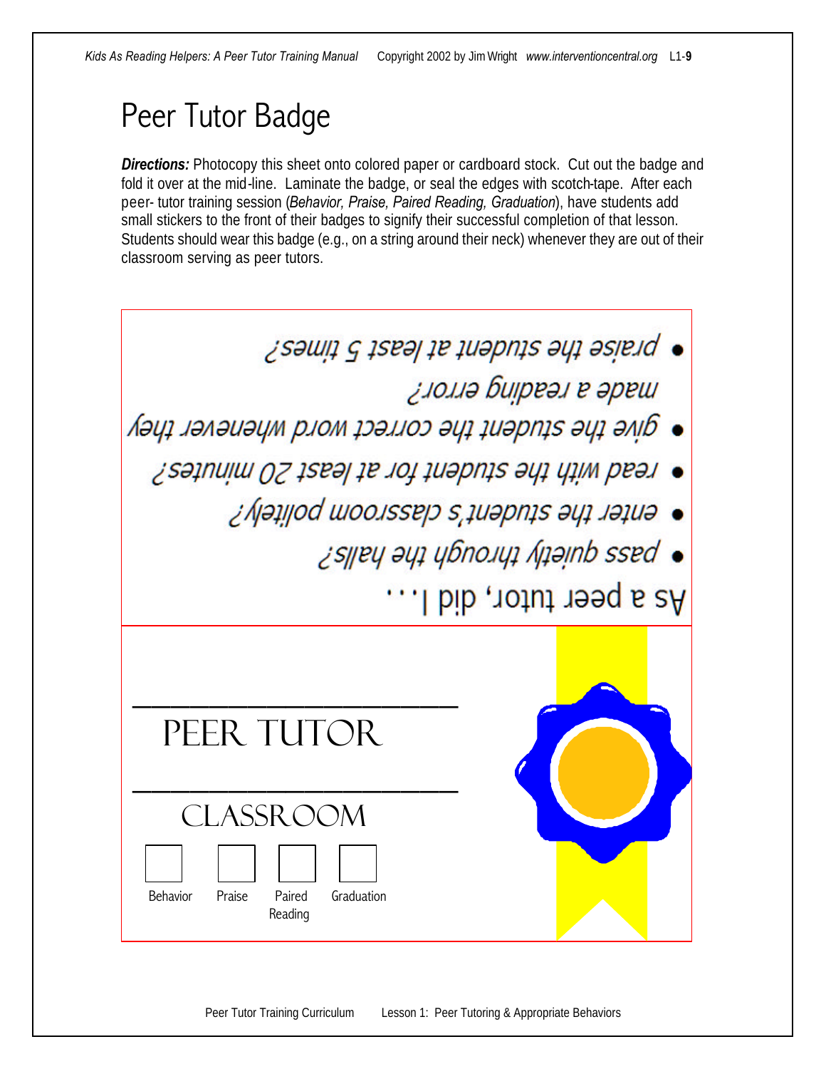# Peer Tutor Badge

***Directions:*** Photocopy this sheet onto colored paper or cardboard stock. Cut out the badge and fold it over at the mid-line. Laminate the badge, or seal the edges with scotch-tape. After each peer- tutor training session (*Behavior, Praise, Paired Reading, Graduation*), have students add small stickers to the front of their badges to signify their successful completion of that lesson. Students should wear this badge (e.g., on a string around their neck) whenever they are out of their classroom serving as peer tutors.

As a peer tutor, did I...

- *pass quietly through the halls?*
- *enter the student's classroom politely?*
- *read with the student for at least 20 minutes?*
- *give the student the correct word whenever they made a reading error?*
- *praise the student at least 5 times?*

---

\_\_\_\_\_\_\_\_\_\_\_\_\_\_\_\_\_\_\_\_

PEER TUTOR

\_\_\_\_\_\_\_\_\_\_\_\_\_\_\_\_\_\_\_\_

CLASSROOM

☐ Behavior ☐ Praise ☐ Paired Reading ☐ Graduation